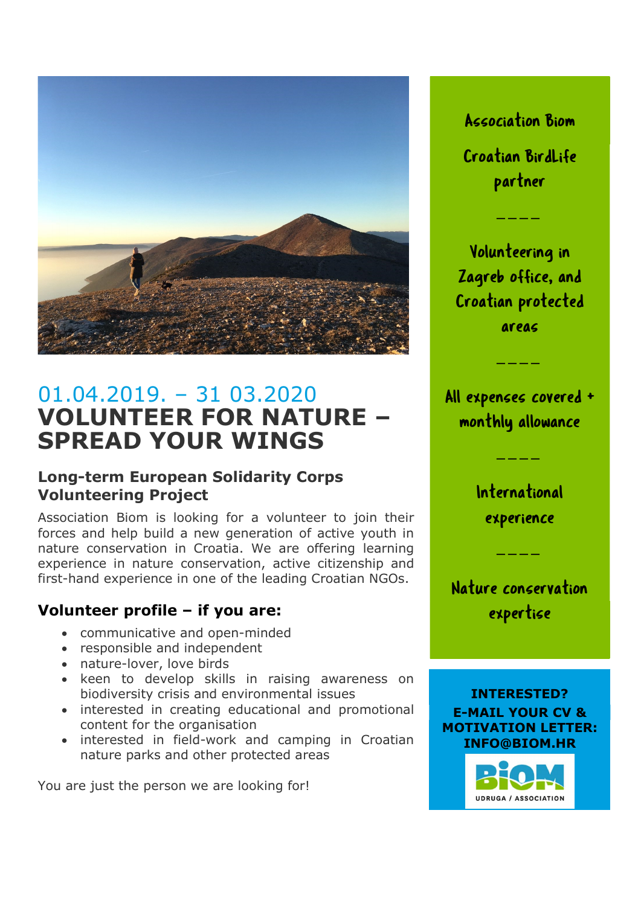01.04.2019. – 31 03.2020

# VOLUNTEER FOR NATURE – SPREAD YOUR WINGS

## Long-term European Solidarity Corps Volunteering Project

Association Biom is looking for a volunteer to join their forces and help build a new generation of active youth in nature conservation in Croatia. We are offering learning experience in nature conservation, active citizenship and first-hand experience in one of the leading Croatian NGOs.

## Volunteer profile – if you are:

- communicative and open-minded
- responsible and independent
- nature-lover, love birds
- keen to develop skills in raising awareness on biodiversity crisis and environmental issues
- interested in creating educational and promotional content for the organisation
- interested in field-work and camping in Croatian nature parks and other protected areas

You are just the person we are looking for!

Association Biom

Croatian BirdLife partner

----

Volunteering in Zagreb office, and Croatian protected areas

----

All expenses covered + monthly allowance

----

International experience

----

Nature conservation expertise

**INTERESTED?**
**E-MAIL YOUR CV & MOTIVATION LETTER: INFO@BIOM.HR**

BIOM UDRUGA / ASSOCIATION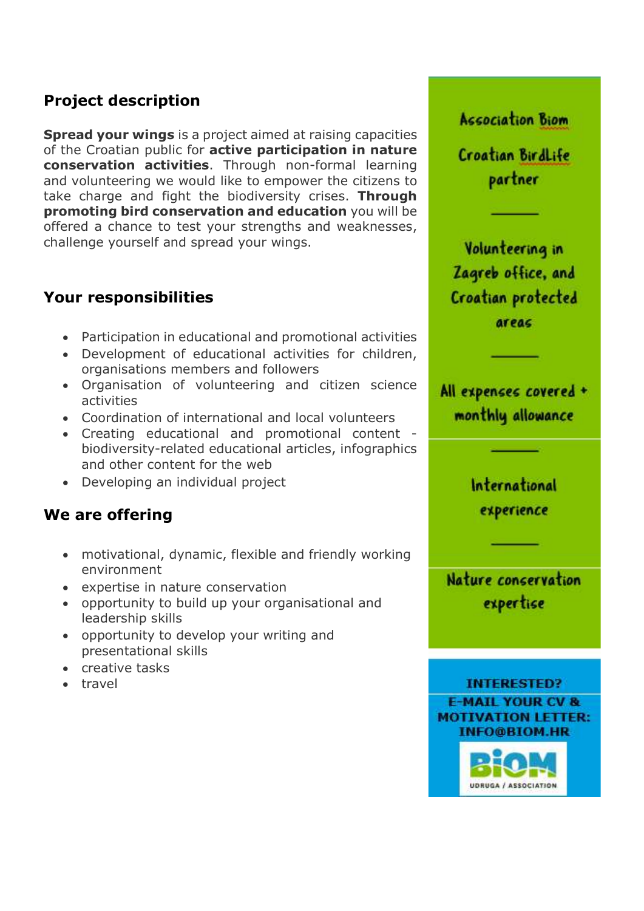## Project description

**Spread your wings** is a project aimed at raising capacities of the Croatian public for **active participation in nature conservation activities**. Through non-formal learning and volunteering we would like to empower the citizens to take charge and fight the biodiversity crises. **Through promoting bird conservation and education** you will be offered a chance to test your strengths and weaknesses, challenge yourself and spread your wings.

## Your responsibilities

- Participation in educational and promotional activities
- Development of educational activities for children, organisations members and followers
- Organisation of volunteering and citizen science activities
- Coordination of international and local volunteers
- Creating educational and promotional content - biodiversity-related educational articles, infographics and other content for the web
- Developing an individual project

## We are offering

- motivational, dynamic, flexible and friendly working environment
- expertise in nature conservation
- opportunity to build up your organisational and leadership skills
- opportunity to develop your writing and presentational skills
- creative tasks
- travel

Association Biom

Croatian BirdLife partner

---

Volunteering in Zagreb office, and Croatian protected areas

---

All expenses covered + monthly allowance

---

International experience

---

Nature conservation expertise

INTERESTED?
E-MAIL YOUR CV & MOTIVATION LETTER: INFO@BIOM.HR

BIOM
UDRUGA / ASSOCIATION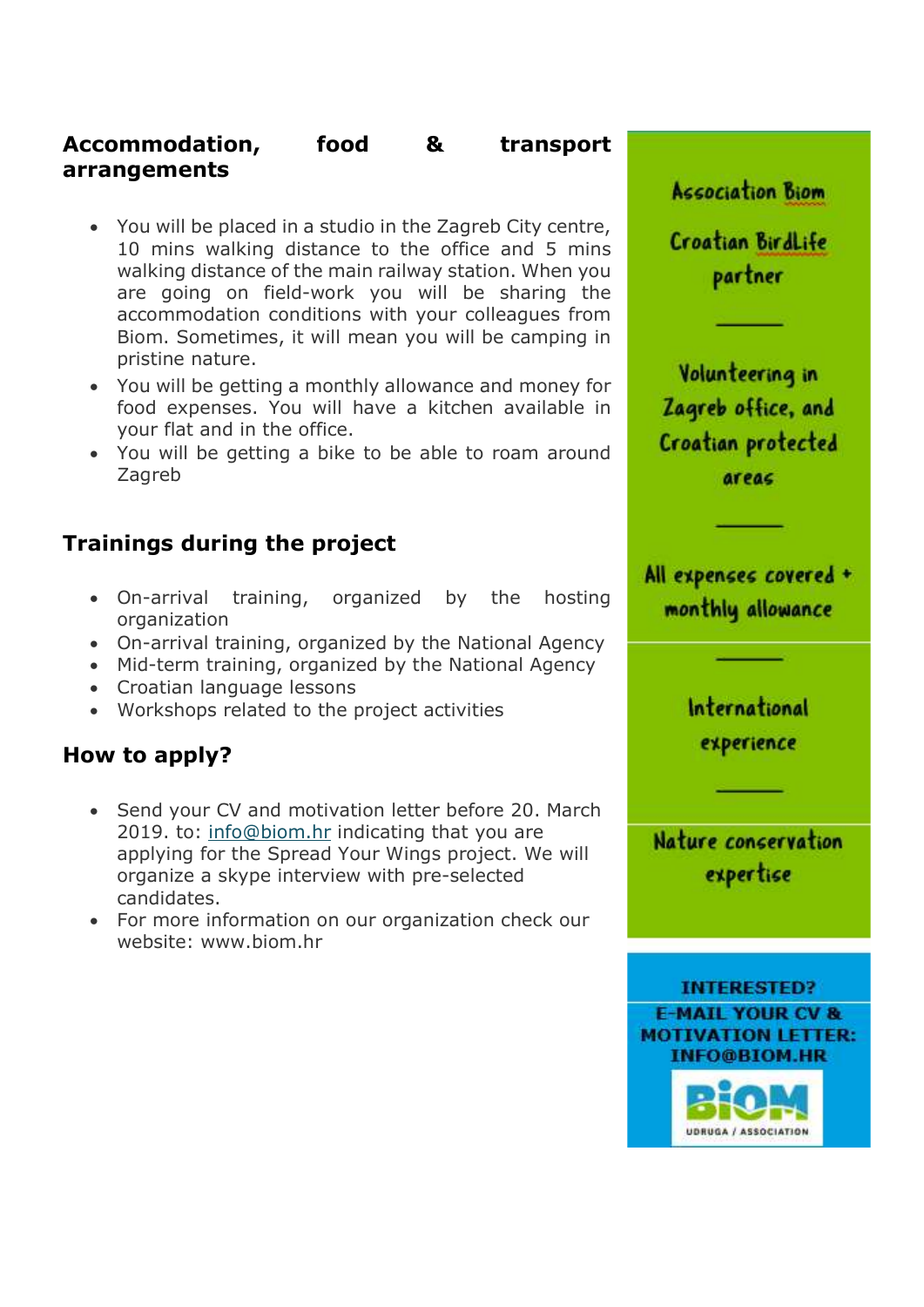## Accommodation, food & transport arrangements

- You will be placed in a studio in the Zagreb City centre, 10 mins walking distance to the office and 5 mins walking distance of the main railway station. When you are going on field-work you will be sharing the accommodation conditions with your colleagues from Biom. Sometimes, it will mean you will be camping in pristine nature.
- You will be getting a monthly allowance and money for food expenses. You will have a kitchen available in your flat and in the office.
- You will be getting a bike to be able to roam around Zagreb

## Trainings during the project

- On-arrival training, organized by the hosting organization
- On-arrival training, organized by the National Agency
- Mid-term training, organized by the National Agency
- Croatian language lessons
- Workshops related to the project activities

## How to apply?

- Send your CV and motivation letter before 20. March 2019. to: info@biom.hr indicating that you are applying for the Spread Your Wings project. We will organize a skype interview with pre-selected candidates.
- For more information on our organization check our website: www.biom.hr

Association Biom

Croatian BirdLife partner

Volunteering in Zagreb office, and Croatian protected areas

All expenses covered + monthly allowance

International experience

Nature conservation expertise

INTERESTED?
E-MAIL YOUR CV & MOTIVATION LETTER: INFO@BIOM.HR

BIOM
UDRUGA / ASSOCIATION